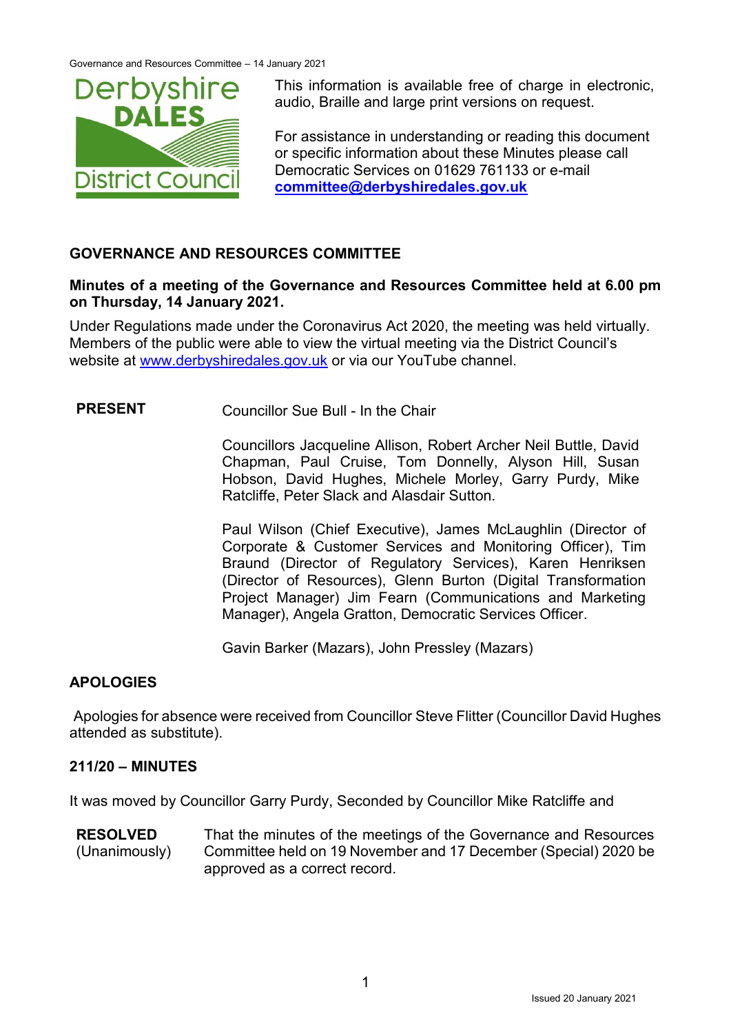This information is available free of charge in electronic, audio, Braille and large print versions on request.

For assistance in understanding or reading this document or specific information about these Minutes please call Democratic Services on 01629 761133 or e-mail **committee@derbyshiredales.gov.uk**

## GOVERNANCE AND RESOURCES COMMITTEE

**Minutes of a meeting of the Governance and Resources Committee held at 6.00 pm on Thursday, 14 January 2021.**

Under Regulations made under the Coronavirus Act 2020, the meeting was held virtually. Members of the public were able to view the virtual meeting via the District Council's website at www.derbyshiredales.gov.uk or via our YouTube channel.

**PRESENT**

Councillor Sue Bull - In the Chair

Councillors Jacqueline Allison, Robert Archer Neil Buttle, David Chapman, Paul Cruise, Tom Donnelly, Alyson Hill, Susan Hobson, David Hughes, Michele Morley, Garry Purdy, Mike Ratcliffe, Peter Slack and Alasdair Sutton.

Paul Wilson (Chief Executive), James McLaughlin (Director of Corporate & Customer Services and Monitoring Officer), Tim Braund (Director of Regulatory Services), Karen Henriksen (Director of Resources), Glenn Burton (Digital Transformation Project Manager) Jim Fearn (Communications and Marketing Manager), Angela Gratton, Democratic Services Officer.

Gavin Barker (Mazars), John Pressley (Mazars)

### APOLOGIES

Apologies for absence were received from Councillor Steve Flitter (Councillor David Hughes attended as substitute).

### 211/20 – MINUTES

It was moved by Councillor Garry Purdy, Seconded by Councillor Mike Ratcliffe and

**RESOLVED** (Unanimously) That the minutes of the meetings of the Governance and Resources Committee held on 19 November and 17 December (Special) 2020 be approved as a correct record.

Issued 20 January 2021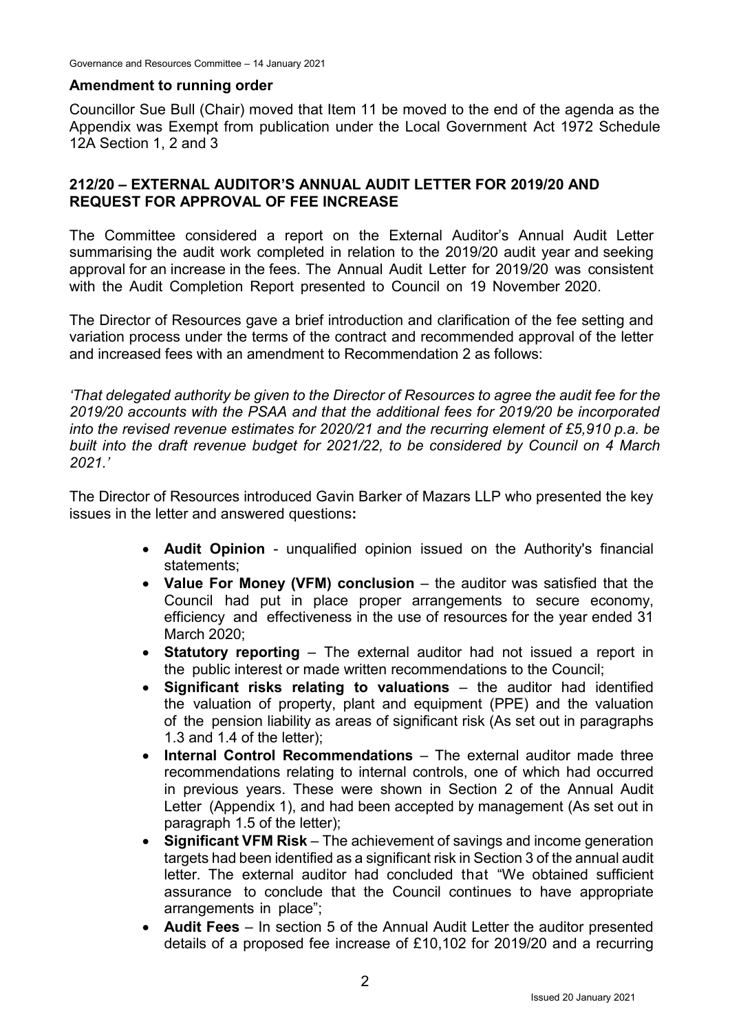## Amendment to running order

Councillor Sue Bull (Chair) moved that Item 11 be moved to the end of the agenda as the Appendix was Exempt from publication under the Local Government Act 1972 Schedule 12A Section 1, 2 and 3

## 212/20 – EXTERNAL AUDITOR'S ANNUAL AUDIT LETTER FOR 2019/20 AND REQUEST FOR APPROVAL OF FEE INCREASE

The Committee considered a report on the External Auditor's Annual Audit Letter summarising the audit work completed in relation to the 2019/20 audit year and seeking approval for an increase in the fees. The Annual Audit Letter for 2019/20 was consistent with the Audit Completion Report presented to Council on 19 November 2020.

The Director of Resources gave a brief introduction and clarification of the fee setting and variation process under the terms of the contract and recommended approval of the letter and increased fees with an amendment to Recommendation 2 as follows:

*'That delegated authority be given to the Director of Resources to agree the audit fee for the 2019/20 accounts with the PSAA and that the additional fees for 2019/20 be incorporated into the revised revenue estimates for 2020/21 and the recurring element of £5,910 p.a. be built into the draft revenue budget for 2021/22, to be considered by Council on 4 March 2021.'*

The Director of Resources introduced Gavin Barker of Mazars LLP who presented the key issues in the letter and answered questions**:**

- **Audit Opinion** - unqualified opinion issued on the Authority's financial statements;
- **Value For Money (VFM) conclusion** – the auditor was satisfied that the Council had put in place proper arrangements to secure economy, efficiency and effectiveness in the use of resources for the year ended 31 March 2020;
- **Statutory reporting** – The external auditor had not issued a report in the public interest or made written recommendations to the Council;
- **Significant risks relating to valuations** – the auditor had identified the valuation of property, plant and equipment (PPE) and the valuation of the pension liability as areas of significant risk (As set out in paragraphs 1.3 and 1.4 of the letter);
- **Internal Control Recommendations** – The external auditor made three recommendations relating to internal controls, one of which had occurred in previous years. These were shown in Section 2 of the Annual Audit Letter (Appendix 1), and had been accepted by management (As set out in paragraph 1.5 of the letter);
- **Significant VFM Risk** – The achievement of savings and income generation targets had been identified as a significant risk in Section 3 of the annual audit letter. The external auditor had concluded that "We obtained sufficient assurance to conclude that the Council continues to have appropriate arrangements in place";
- **Audit Fees** – In section 5 of the Annual Audit Letter the auditor presented details of a proposed fee increase of £10,102 for 2019/20 and a recurring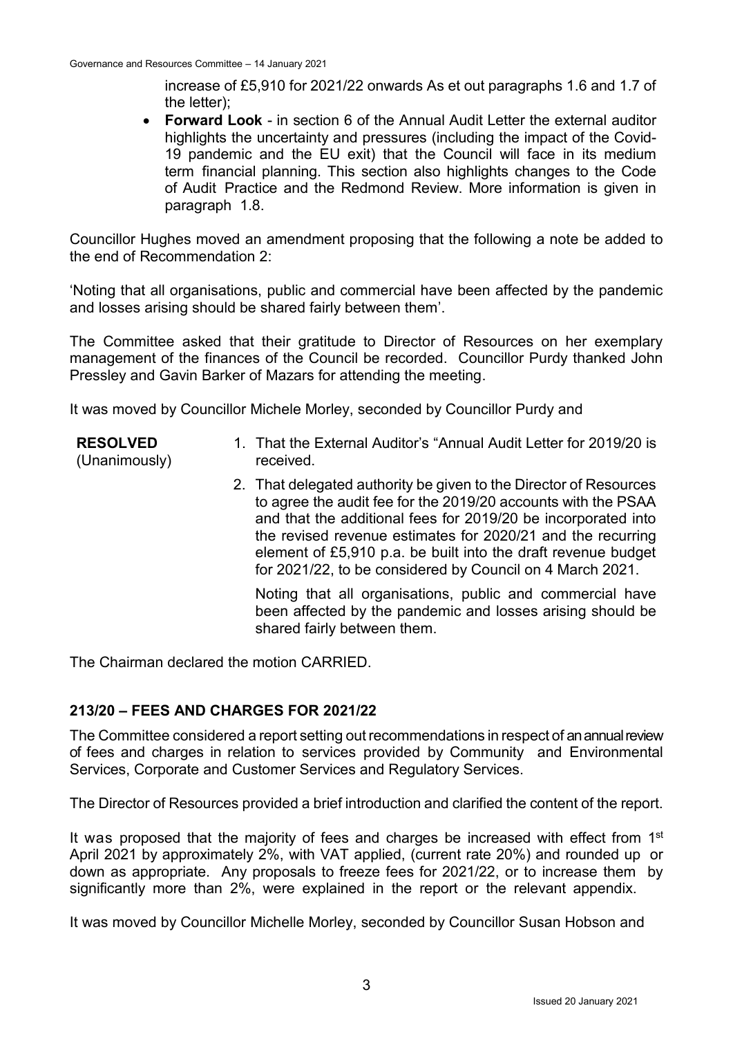increase of £5,910 for 2021/22 onwards As et out paragraphs 1.6 and 1.7 of the letter);

- **Forward Look** - in section 6 of the Annual Audit Letter the external auditor highlights the uncertainty and pressures (including the impact of the Covid-19 pandemic and the EU exit) that the Council will face in its medium term financial planning. This section also highlights changes to the Code of Audit Practice and the Redmond Review. More information is given in paragraph 1.8.

Councillor Hughes moved an amendment proposing that the following a note be added to the end of Recommendation 2:

'Noting that all organisations, public and commercial have been affected by the pandemic and losses arising should be shared fairly between them'.

The Committee asked that their gratitude to Director of Resources on her exemplary management of the finances of the Council be recorded. Councillor Purdy thanked John Pressley and Gavin Barker of Mazars for attending the meeting.

It was moved by Councillor Michele Morley, seconded by Councillor Purdy and

**RESOLVED** (Unanimously)

1. That the External Auditor's "Annual Audit Letter for 2019/20 is received.
2. That delegated authority be given to the Director of Resources to agree the audit fee for the 2019/20 accounts with the PSAA and that the additional fees for 2019/20 be incorporated into the revised revenue estimates for 2020/21 and the recurring element of £5,910 p.a. be built into the draft revenue budget for 2021/22, to be considered by Council on 4 March 2021.

   Noting that all organisations, public and commercial have been affected by the pandemic and losses arising should be shared fairly between them.

The Chairman declared the motion CARRIED.

## 213/20 – FEES AND CHARGES FOR 2021/22

The Committee considered a report setting out recommendations in respect of an annual review of fees and charges in relation to services provided by Community and Environmental Services, Corporate and Customer Services and Regulatory Services.

The Director of Resources provided a brief introduction and clarified the content of the report.

It was proposed that the majority of fees and charges be increased with effect from 1st April 2021 by approximately 2%, with VAT applied, (current rate 20%) and rounded up or down as appropriate. Any proposals to freeze fees for 2021/22, or to increase them by significantly more than 2%, were explained in the report or the relevant appendix.

It was moved by Councillor Michelle Morley, seconded by Councillor Susan Hobson and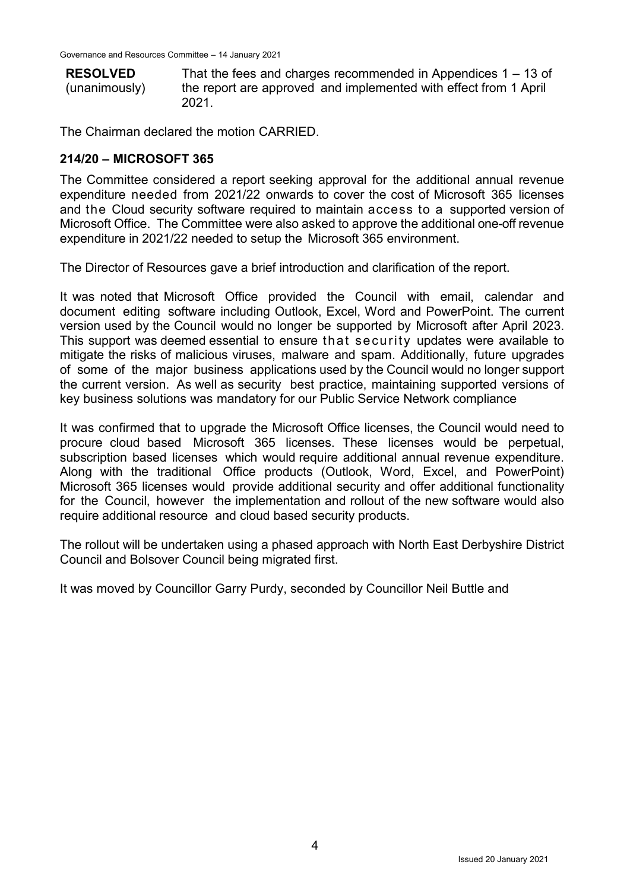**RESOLVED** (unanimously) That the fees and charges recommended in Appendices 1 – 13 of the report are approved and implemented with effect from 1 April 2021.

The Chairman declared the motion CARRIED.

## 214/20 – MICROSOFT 365

The Committee considered a report seeking approval for the additional annual revenue expenditure needed from 2021/22 onwards to cover the cost of Microsoft 365 licenses and the Cloud security software required to maintain access to a supported version of Microsoft Office. The Committee were also asked to approve the additional one-off revenue expenditure in 2021/22 needed to setup the Microsoft 365 environment.

The Director of Resources gave a brief introduction and clarification of the report.

It was noted that Microsoft Office provided the Council with email, calendar and document editing software including Outlook, Excel, Word and PowerPoint. The current version used by the Council would no longer be supported by Microsoft after April 2023. This support was deemed essential to ensure that security updates were available to mitigate the risks of malicious viruses, malware and spam. Additionally, future upgrades of some of the major business applications used by the Council would no longer support the current version. As well as security best practice, maintaining supported versions of key business solutions was mandatory for our Public Service Network compliance

It was confirmed that to upgrade the Microsoft Office licenses, the Council would need to procure cloud based Microsoft 365 licenses. These licenses would be perpetual, subscription based licenses which would require additional annual revenue expenditure. Along with the traditional Office products (Outlook, Word, Excel, and PowerPoint) Microsoft 365 licenses would provide additional security and offer additional functionality for the Council, however the implementation and rollout of the new software would also require additional resource and cloud based security products.

The rollout will be undertaken using a phased approach with North East Derbyshire District Council and Bolsover Council being migrated first.

It was moved by Councillor Garry Purdy, seconded by Councillor Neil Buttle and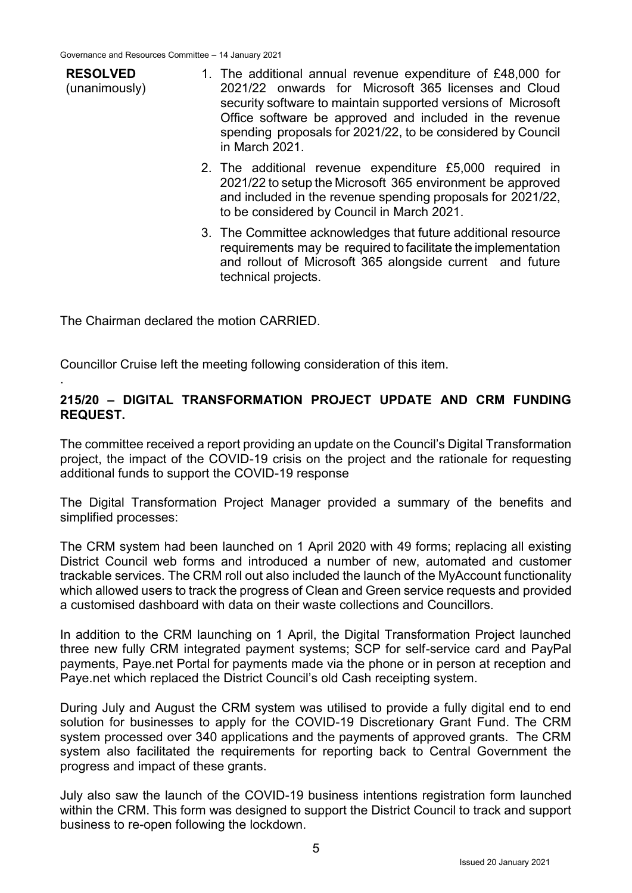**RESOLVED** (unanimously)

1. The additional annual revenue expenditure of £48,000 for 2021/22 onwards for Microsoft 365 licenses and Cloud security software to maintain supported versions of Microsoft Office software be approved and included in the revenue spending proposals for 2021/22, to be considered by Council in March 2021.
2. The additional revenue expenditure £5,000 required in 2021/22 to setup the Microsoft 365 environment be approved and included in the revenue spending proposals for 2021/22, to be considered by Council in March 2021.
3. The Committee acknowledges that future additional resource requirements may be required to facilitate the implementation and rollout of Microsoft 365 alongside current and future technical projects.

The Chairman declared the motion CARRIED.

Councillor Cruise left the meeting following consideration of this item.

.

## 215/20 – DIGITAL TRANSFORMATION PROJECT UPDATE AND CRM FUNDING REQUEST.

The committee received a report providing an update on the Council's Digital Transformation project, the impact of the COVID-19 crisis on the project and the rationale for requesting additional funds to support the COVID-19 response

The Digital Transformation Project Manager provided a summary of the benefits and simplified processes:

The CRM system had been launched on 1 April 2020 with 49 forms; replacing all existing District Council web forms and introduced a number of new, automated and customer trackable services. The CRM roll out also included the launch of the MyAccount functionality which allowed users to track the progress of Clean and Green service requests and provided a customised dashboard with data on their waste collections and Councillors.

In addition to the CRM launching on 1 April, the Digital Transformation Project launched three new fully CRM integrated payment systems; SCP for self-service card and PayPal payments, Paye.net Portal for payments made via the phone or in person at reception and Paye.net which replaced the District Council's old Cash receipting system.

During July and August the CRM system was utilised to provide a fully digital end to end solution for businesses to apply for the COVID-19 Discretionary Grant Fund. The CRM system processed over 340 applications and the payments of approved grants. The CRM system also facilitated the requirements for reporting back to Central Government the progress and impact of these grants.

July also saw the launch of the COVID-19 business intentions registration form launched within the CRM. This form was designed to support the District Council to track and support business to re-open following the lockdown.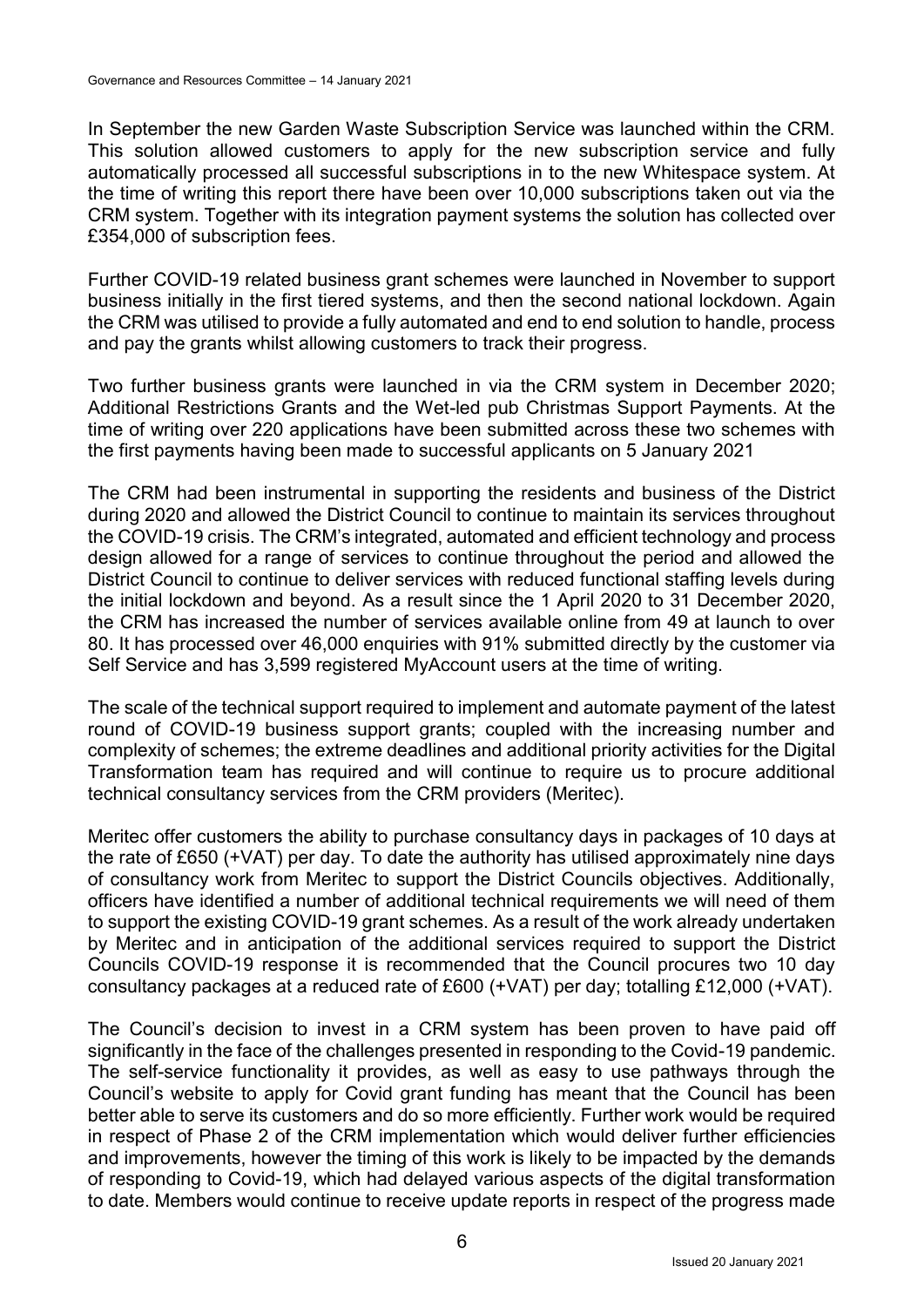In September the new Garden Waste Subscription Service was launched within the CRM. This solution allowed customers to apply for the new subscription service and fully automatically processed all successful subscriptions in to the new Whitespace system. At the time of writing this report there have been over 10,000 subscriptions taken out via the CRM system. Together with its integration payment systems the solution has collected over £354,000 of subscription fees.

Further COVID-19 related business grant schemes were launched in November to support business initially in the first tiered systems, and then the second national lockdown. Again the CRM was utilised to provide a fully automated and end to end solution to handle, process and pay the grants whilst allowing customers to track their progress.

Two further business grants were launched in via the CRM system in December 2020; Additional Restrictions Grants and the Wet-led pub Christmas Support Payments. At the time of writing over 220 applications have been submitted across these two schemes with the first payments having been made to successful applicants on 5 January 2021

The CRM had been instrumental in supporting the residents and business of the District during 2020 and allowed the District Council to continue to maintain its services throughout the COVID-19 crisis. The CRM's integrated, automated and efficient technology and process design allowed for a range of services to continue throughout the period and allowed the District Council to continue to deliver services with reduced functional staffing levels during the initial lockdown and beyond. As a result since the 1 April 2020 to 31 December 2020, the CRM has increased the number of services available online from 49 at launch to over 80. It has processed over 46,000 enquiries with 91% submitted directly by the customer via Self Service and has 3,599 registered MyAccount users at the time of writing.

The scale of the technical support required to implement and automate payment of the latest round of COVID-19 business support grants; coupled with the increasing number and complexity of schemes; the extreme deadlines and additional priority activities for the Digital Transformation team has required and will continue to require us to procure additional technical consultancy services from the CRM providers (Meritec).

Meritec offer customers the ability to purchase consultancy days in packages of 10 days at the rate of £650 (+VAT) per day. To date the authority has utilised approximately nine days of consultancy work from Meritec to support the District Councils objectives. Additionally, officers have identified a number of additional technical requirements we will need of them to support the existing COVID-19 grant schemes. As a result of the work already undertaken by Meritec and in anticipation of the additional services required to support the District Councils COVID-19 response it is recommended that the Council procures two 10 day consultancy packages at a reduced rate of £600 (+VAT) per day; totalling £12,000 (+VAT).

The Council's decision to invest in a CRM system has been proven to have paid off significantly in the face of the challenges presented in responding to the Covid-19 pandemic. The self-service functionality it provides, as well as easy to use pathways through the Council's website to apply for Covid grant funding has meant that the Council has been better able to serve its customers and do so more efficiently. Further work would be required in respect of Phase 2 of the CRM implementation which would deliver further efficiencies and improvements, however the timing of this work is likely to be impacted by the demands of responding to Covid-19, which had delayed various aspects of the digital transformation to date. Members would continue to receive update reports in respect of the progress made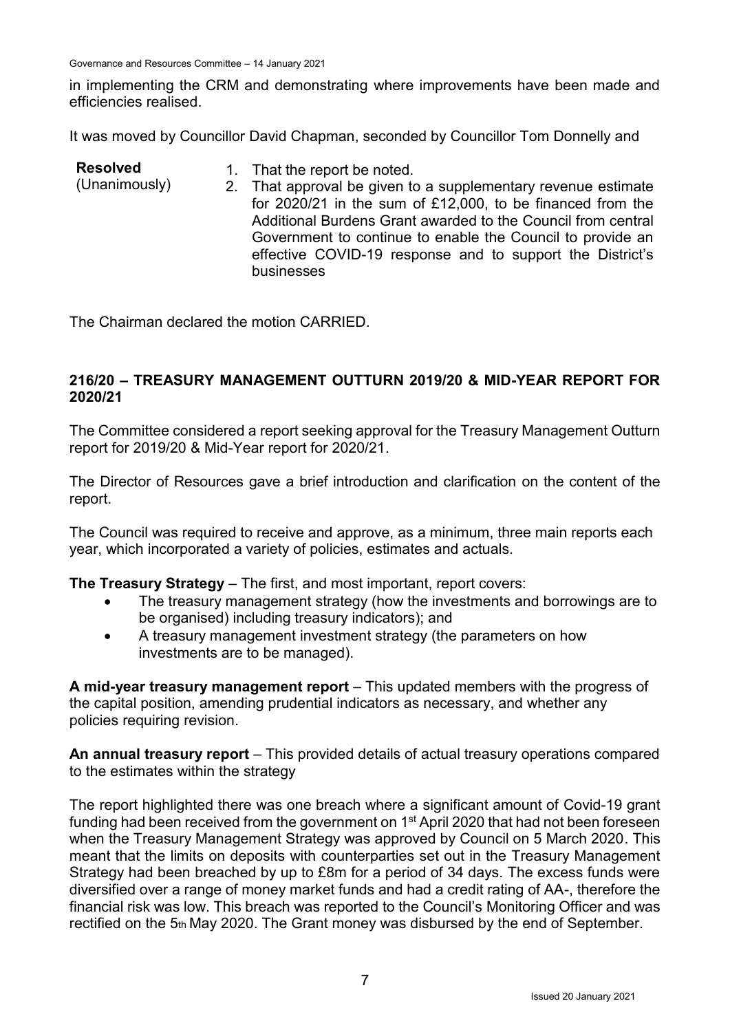in implementing the CRM and demonstrating where improvements have been made and efficiencies realised.

It was moved by Councillor David Chapman, seconded by Councillor Tom Donnelly and

**Resolved** (Unanimously)

1. That the report be noted.
2. That approval be given to a supplementary revenue estimate for 2020/21 in the sum of £12,000, to be financed from the Additional Burdens Grant awarded to the Council from central Government to continue to enable the Council to provide an effective COVID-19 response and to support the District's businesses

The Chairman declared the motion CARRIED.

## 216/20 – TREASURY MANAGEMENT OUTTURN 2019/20 & MID-YEAR REPORT FOR 2020/21

The Committee considered a report seeking approval for the Treasury Management Outturn report for 2019/20 & Mid-Year report for 2020/21.

The Director of Resources gave a brief introduction and clarification on the content of the report.

The Council was required to receive and approve, as a minimum, three main reports each year, which incorporated a variety of policies, estimates and actuals.

**The Treasury Strategy** – The first, and most important, report covers:

- The treasury management strategy (how the investments and borrowings are to be organised) including treasury indicators); and
- A treasury management investment strategy (the parameters on how investments are to be managed).

**A mid-year treasury management report** – This updated members with the progress of the capital position, amending prudential indicators as necessary, and whether any policies requiring revision.

**An annual treasury report** – This provided details of actual treasury operations compared to the estimates within the strategy

The report highlighted there was one breach where a significant amount of Covid-19 grant funding had been received from the government on 1st April 2020 that had not been foreseen when the Treasury Management Strategy was approved by Council on 5 March 2020. This meant that the limits on deposits with counterparties set out in the Treasury Management Strategy had been breached by up to £8m for a period of 34 days. The excess funds were diversified over a range of money market funds and had a credit rating of AA-, therefore the financial risk was low. This breach was reported to the Council's Monitoring Officer and was rectified on the 5th May 2020. The Grant money was disbursed by the end of September.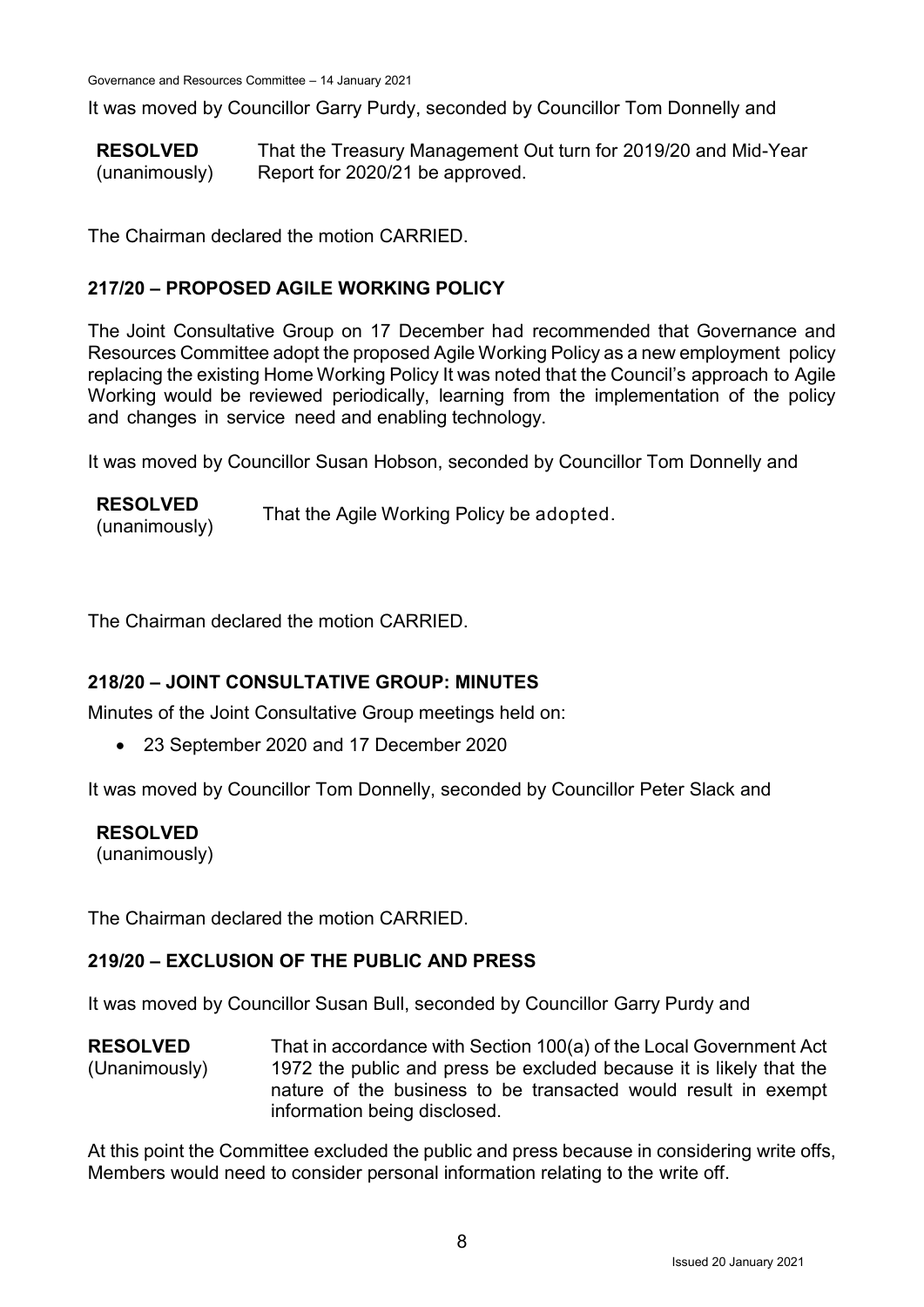It was moved by Councillor Garry Purdy, seconded by Councillor Tom Donnelly and

**RESOLVED** (unanimously) That the Treasury Management Out turn for 2019/20 and Mid-Year Report for 2020/21 be approved.

The Chairman declared the motion CARRIED.

## 217/20 – PROPOSED AGILE WORKING POLICY

The Joint Consultative Group on 17 December had recommended that Governance and Resources Committee adopt the proposed Agile Working Policy as a new employment policy replacing the existing Home Working Policy It was noted that the Council's approach to Agile Working would be reviewed periodically, learning from the implementation of the policy and changes in service need and enabling technology.

It was moved by Councillor Susan Hobson, seconded by Councillor Tom Donnelly and

**RESOLVED** (unanimously) That the Agile Working Policy be adopted.

The Chairman declared the motion CARRIED.

## 218/20 – JOINT CONSULTATIVE GROUP: MINUTES

Minutes of the Joint Consultative Group meetings held on:

- 23 September 2020 and 17 December 2020

It was moved by Councillor Tom Donnelly, seconded by Councillor Peter Slack and

**RESOLVED** (unanimously)

The Chairman declared the motion CARRIED.

## 219/20 – EXCLUSION OF THE PUBLIC AND PRESS

It was moved by Councillor Susan Bull, seconded by Councillor Garry Purdy and

**RESOLVED** (Unanimously) That in accordance with Section 100(a) of the Local Government Act 1972 the public and press be excluded because it is likely that the nature of the business to be transacted would result in exempt information being disclosed.

At this point the Committee excluded the public and press because in considering write offs, Members would need to consider personal information relating to the write off.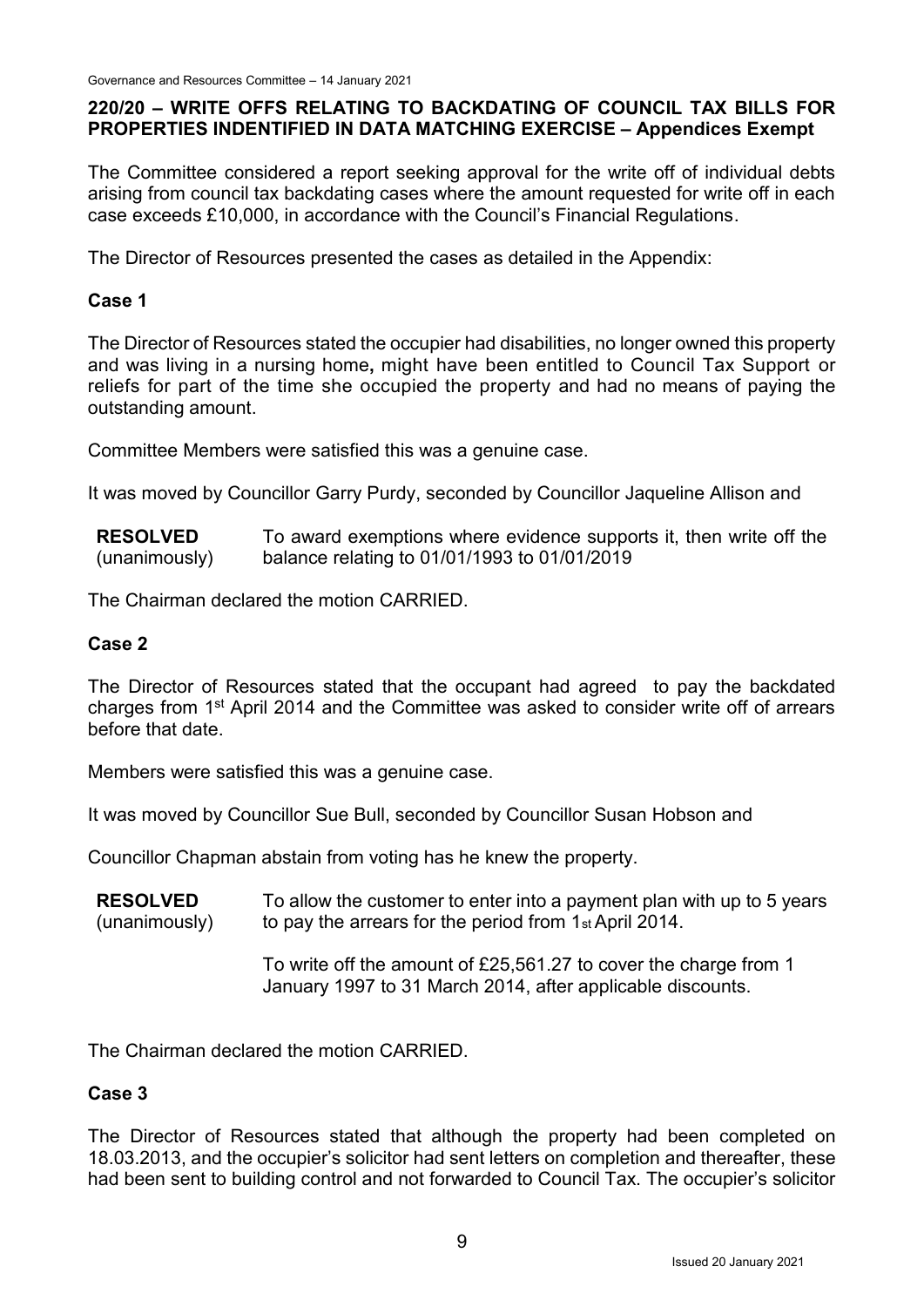## 220/20 – WRITE OFFS RELATING TO BACKDATING OF COUNCIL TAX BILLS FOR PROPERTIES INDENTIFIED IN DATA MATCHING EXERCISE – Appendices Exempt

The Committee considered a report seeking approval for the write off of individual debts arising from council tax backdating cases where the amount requested for write off in each case exceeds £10,000, in accordance with the Council's Financial Regulations.

The Director of Resources presented the cases as detailed in the Appendix:

### Case 1

The Director of Resources stated the occupier had disabilities, no longer owned this property and was living in a nursing home**,** might have been entitled to Council Tax Support or reliefs for part of the time she occupied the property and had no means of paying the outstanding amount.

Committee Members were satisfied this was a genuine case.

It was moved by Councillor Garry Purdy, seconded by Councillor Jaqueline Allison and

**RESOLVED** (unanimously) To award exemptions where evidence supports it, then write off the balance relating to 01/01/1993 to 01/01/2019

The Chairman declared the motion CARRIED.

### Case 2

The Director of Resources stated that the occupant had agreed to pay the backdated charges from 1st April 2014 and the Committee was asked to consider write off of arrears before that date.

Members were satisfied this was a genuine case.

It was moved by Councillor Sue Bull, seconded by Councillor Susan Hobson and

Councillor Chapman abstain from voting has he knew the property.

**RESOLVED** (unanimously) To allow the customer to enter into a payment plan with up to 5 years to pay the arrears for the period from 1st April 2014.

To write off the amount of £25,561.27 to cover the charge from 1 January 1997 to 31 March 2014, after applicable discounts.

The Chairman declared the motion CARRIED.

### Case 3

The Director of Resources stated that although the property had been completed on 18.03.2013, and the occupier's solicitor had sent letters on completion and thereafter, these had been sent to building control and not forwarded to Council Tax. The occupier's solicitor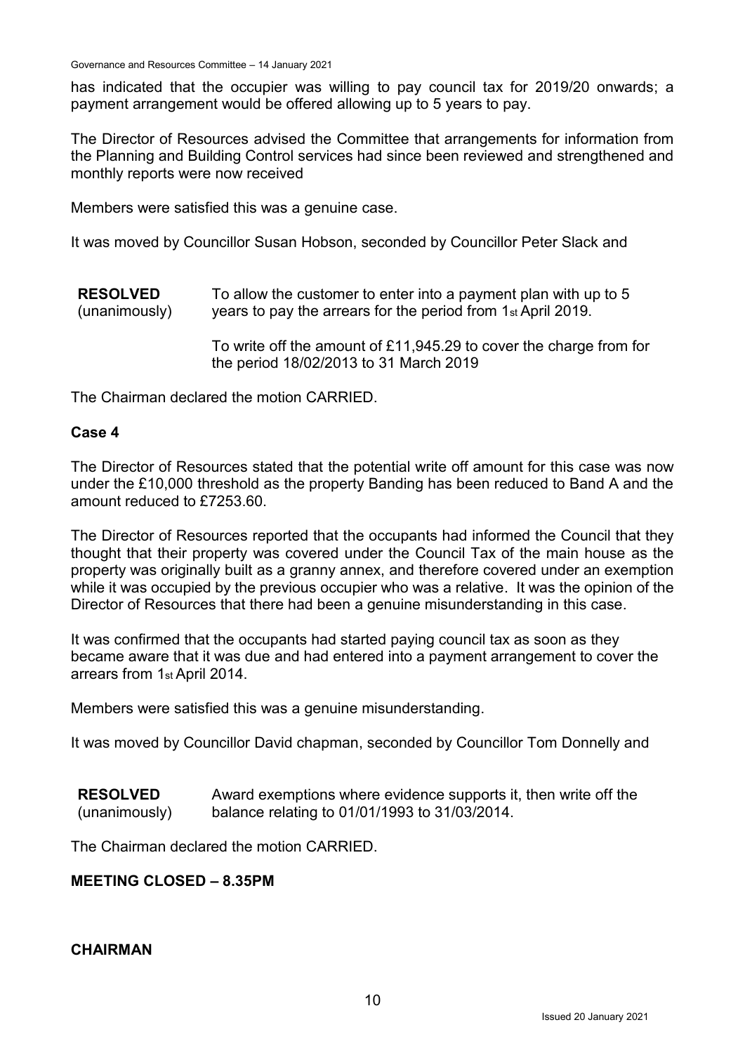has indicated that the occupier was willing to pay council tax for 2019/20 onwards; a payment arrangement would be offered allowing up to 5 years to pay.

The Director of Resources advised the Committee that arrangements for information from the Planning and Building Control services had since been reviewed and strengthened and monthly reports were now received

Members were satisfied this was a genuine case.

It was moved by Councillor Susan Hobson, seconded by Councillor Peter Slack and

| | |
|---|---|
| **RESOLVED** (unanimously) | To allow the customer to enter into a payment plan with up to 5 years to pay the arrears for the period from 1st April 2019. |
| | To write off the amount of £11,945.29 to cover the charge from for the period 18/02/2013 to 31 March 2019 |

The Chairman declared the motion CARRIED.

**Case 4**

The Director of Resources stated that the potential write off amount for this case was now under the £10,000 threshold as the property Banding has been reduced to Band A and the amount reduced to £7253.60.

The Director of Resources reported that the occupants had informed the Council that they thought that their property was covered under the Council Tax of the main house as the property was originally built as a granny annex, and therefore covered under an exemption while it was occupied by the previous occupier who was a relative. It was the opinion of the Director of Resources that there had been a genuine misunderstanding in this case.

It was confirmed that the occupants had started paying council tax as soon as they became aware that it was due and had entered into a payment arrangement to cover the arrears from 1st April 2014.

Members were satisfied this was a genuine misunderstanding.

It was moved by Councillor David chapman, seconded by Councillor Tom Donnelly and

| | |
|---|---|
| **RESOLVED** (unanimously) | Award exemptions where evidence supports it, then write off the balance relating to 01/01/1993 to 31/03/2014. |

The Chairman declared the motion CARRIED.

**MEETING CLOSED – 8.35PM**

**CHAIRMAN**